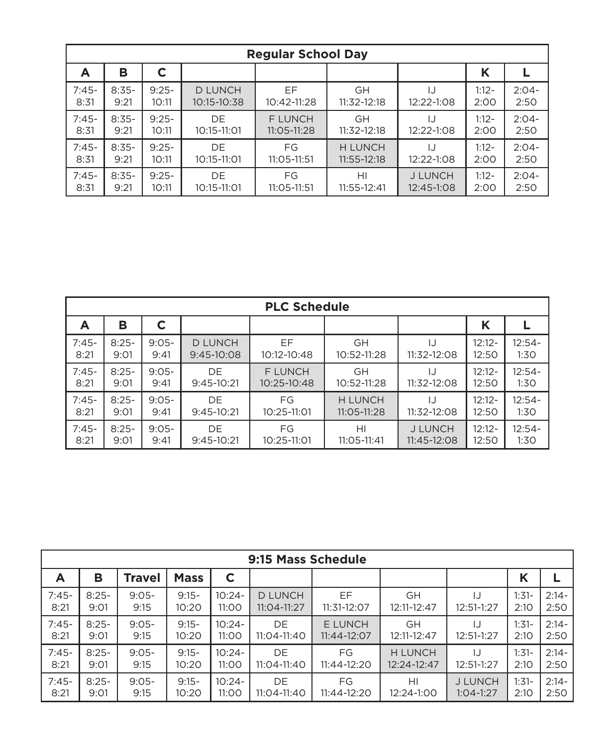## Regular School Day

| A | B | C | | | | | K | L |
|---|---|---|---|---|---|---|---|---|
| 7:45-8:31 | 8:35-9:21 | 9:25-10:11 | D LUNCH 10:15-10:38 | EF 10:42-11:28 | GH 11:32-12:18 | IJ 12:22-1:08 | 1:12-2:00 | 2:04-2:50 |
| 7:45-8:31 | 8:35-9:21 | 9:25-10:11 | DE 10:15-11:01 | F LUNCH 11:05-11:28 | GH 11:32-12:18 | IJ 12:22-1:08 | 1:12-2:00 | 2:04-2:50 |
| 7:45-8:31 | 8:35-9:21 | 9:25-10:11 | DE 10:15-11:01 | FG 11:05-11:51 | H LUNCH 11:55-12:18 | IJ 12:22-1:08 | 1:12-2:00 | 2:04-2:50 |
| 7:45-8:31 | 8:35-9:21 | 9:25-10:11 | DE 10:15-11:01 | FG 11:05-11:51 | HI 11:55-12:41 | J LUNCH 12:45-1:08 | 1:12-2:00 | 2:04-2:50 |

## PLC Schedule

| A | B | C | | | | | K | L |
|---|---|---|---|---|---|---|---|---|
| 7:45-8:21 | 8:25-9:01 | 9:05-9:41 | D LUNCH 9:45-10:08 | EF 10:12-10:48 | GH 10:52-11:28 | IJ 11:32-12:08 | 12:12-12:50 | 12:54-1:30 |
| 7:45-8:21 | 8:25-9:01 | 9:05-9:41 | DE 9:45-10:21 | F LUNCH 10:25-10:48 | GH 10:52-11:28 | IJ 11:32-12:08 | 12:12-12:50 | 12:54-1:30 |
| 7:45-8:21 | 8:25-9:01 | 9:05-9:41 | DE 9:45-10:21 | FG 10:25-11:01 | H LUNCH 11:05-11:28 | IJ 11:32-12:08 | 12:12-12:50 | 12:54-1:30 |
| 7:45-8:21 | 8:25-9:01 | 9:05-9:41 | DE 9:45-10:21 | FG 10:25-11:01 | HI 11:05-11:41 | J LUNCH 11:45-12:08 | 12:12-12:50 | 12:54-1:30 |

## 9:15 Mass Schedule

| A | B | Travel | Mass | C | | | | | K | L |
|---|---|---|---|---|---|---|---|---|---|---|
| 7:45-8:21 | 8:25-9:01 | 9:05-9:15 | 9:15-10:20 | 10:24-11:00 | D LUNCH 11:04-11:27 | EF 11:31-12:07 | GH 12:11-12:47 | IJ 12:51-1:27 | 1:31-2:10 | 2:14-2:50 |
| 7:45-8:21 | 8:25-9:01 | 9:05-9:15 | 9:15-10:20 | 10:24-11:00 | DE 11:04-11:40 | E LUNCH 11:44-12:07 | GH 12:11-12:47 | IJ 12:51-1:27 | 1:31-2:10 | 2:14-2:50 |
| 7:45-8:21 | 8:25-9:01 | 9:05-9:15 | 9:15-10:20 | 10:24-11:00 | DE 11:04-11:40 | FG 11:44-12:20 | H LUNCH 12:24-12:47 | IJ 12:51-1:27 | 1:31-2:10 | 2:14-2:50 |
| 7:45-8:21 | 8:25-9:01 | 9:05-9:15 | 9:15-10:20 | 10:24-11:00 | DE 11:04-11:40 | FG 11:44-12:20 | HI 12:24-1:00 | J LUNCH 1:04-1:27 | 1:31-2:10 | 2:14-2:50 |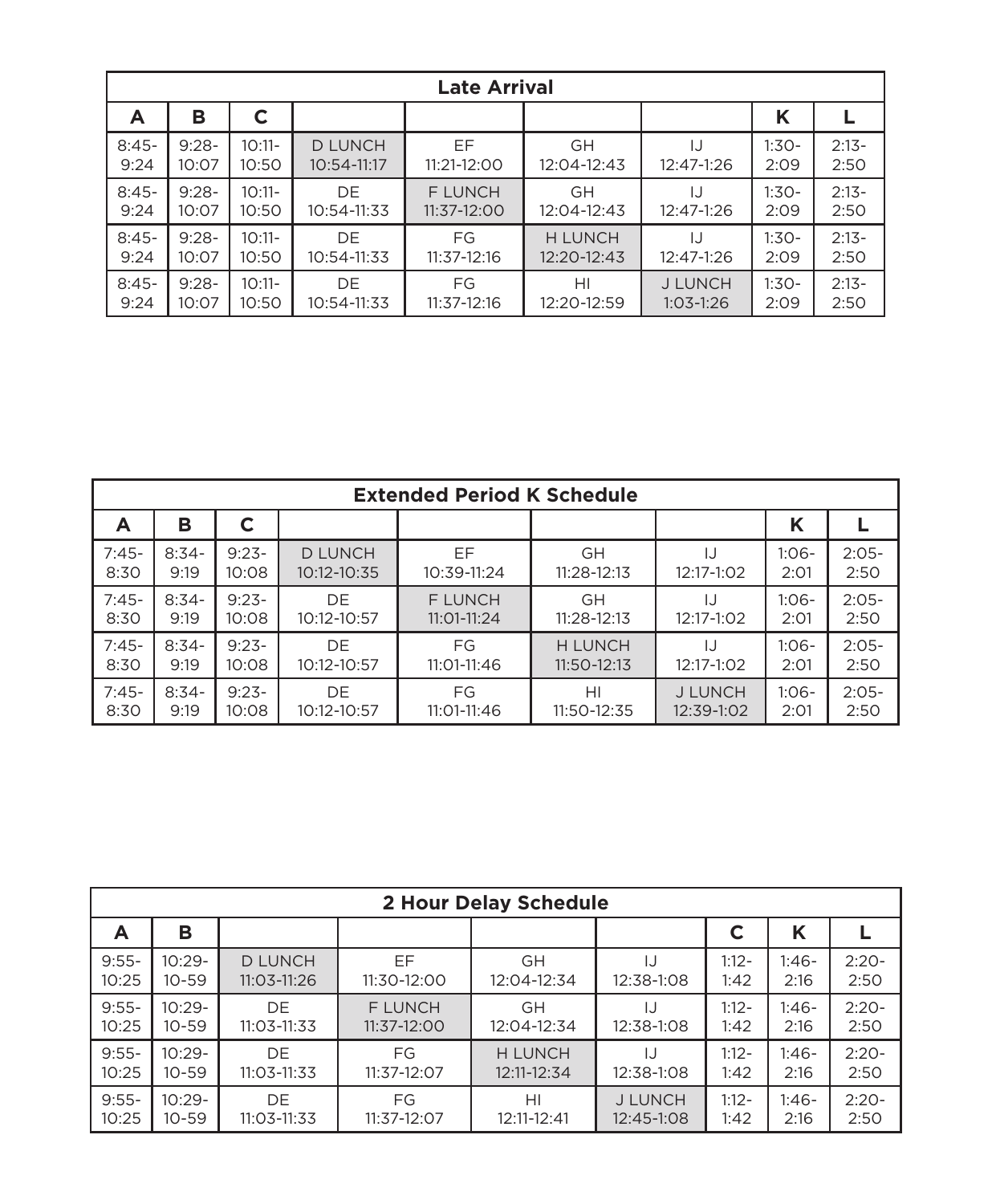| Late Arrival | | | | | | | | |
|---|---|---|---|---|---|---|---|---|
| A | B | C | | | | | K | L |
| 8:45-9:24 | 9:28-10:07 | 10:11-10:50 | D LUNCH 10:54-11:17 | EF 11:21-12:00 | GH 12:04-12:43 | IJ 12:47-1:26 | 1:30-2:09 | 2:13-2:50 |
| 8:45-9:24 | 9:28-10:07 | 10:11-10:50 | DE 10:54-11:33 | F LUNCH 11:37-12:00 | GH 12:04-12:43 | IJ 12:47-1:26 | 1:30-2:09 | 2:13-2:50 |
| 8:45-9:24 | 9:28-10:07 | 10:11-10:50 | DE 10:54-11:33 | FG 11:37-12:16 | H LUNCH 12:20-12:43 | IJ 12:47-1:26 | 1:30-2:09 | 2:13-2:50 |
| 8:45-9:24 | 9:28-10:07 | 10:11-10:50 | DE 10:54-11:33 | FG 11:37-12:16 | HI 12:20-12:59 | J LUNCH 1:03-1:26 | 1:30-2:09 | 2:13-2:50 |

| Extended Period K Schedule | | | | | | | | |
|---|---|---|---|---|---|---|---|---|
| A | B | C | | | | | K | L |
| 7:45-8:30 | 8:34-9:19 | 9:23-10:08 | D LUNCH 10:12-10:35 | EF 10:39-11:24 | GH 11:28-12:13 | IJ 12:17-1:02 | 1:06-2:01 | 2:05-2:50 |
| 7:45-8:30 | 8:34-9:19 | 9:23-10:08 | DE 10:12-10:57 | F LUNCH 11:01-11:24 | GH 11:28-12:13 | IJ 12:17-1:02 | 1:06-2:01 | 2:05-2:50 |
| 7:45-8:30 | 8:34-9:19 | 9:23-10:08 | DE 10:12-10:57 | FG 11:01-11:46 | H LUNCH 11:50-12:13 | IJ 12:17-1:02 | 1:06-2:01 | 2:05-2:50 |
| 7:45-8:30 | 8:34-9:19 | 9:23-10:08 | DE 10:12-10:57 | FG 11:01-11:46 | HI 11:50-12:35 | J LUNCH 12:39-1:02 | 1:06-2:01 | 2:05-2:50 |

| 2 Hour Delay Schedule | | | | | | | | |
|---|---|---|---|---|---|---|---|---|
| A | B | | | | | C | K | L |
| 9:55-10:25 | 10:29-10-59 | D LUNCH 11:03-11:26 | EF 11:30-12:00 | GH 12:04-12:34 | IJ 12:38-1:08 | 1:12-1:42 | 1:46-2:16 | 2:20-2:50 |
| 9:55-10:25 | 10:29-10-59 | DE 11:03-11:33 | F LUNCH 11:37-12:00 | GH 12:04-12:34 | IJ 12:38-1:08 | 1:12-1:42 | 1:46-2:16 | 2:20-2:50 |
| 9:55-10:25 | 10:29-10-59 | DE 11:03-11:33 | FG 11:37-12:07 | H LUNCH 12:11-12:34 | IJ 12:38-1:08 | 1:12-1:42 | 1:46-2:16 | 2:20-2:50 |
| 9:55-10:25 | 10:29-10-59 | DE 11:03-11:33 | FG 11:37-12:07 | HI 12:11-12:41 | J LUNCH 12:45-1:08 | 1:12-1:42 | 1:46-2:16 | 2:20-2:50 |